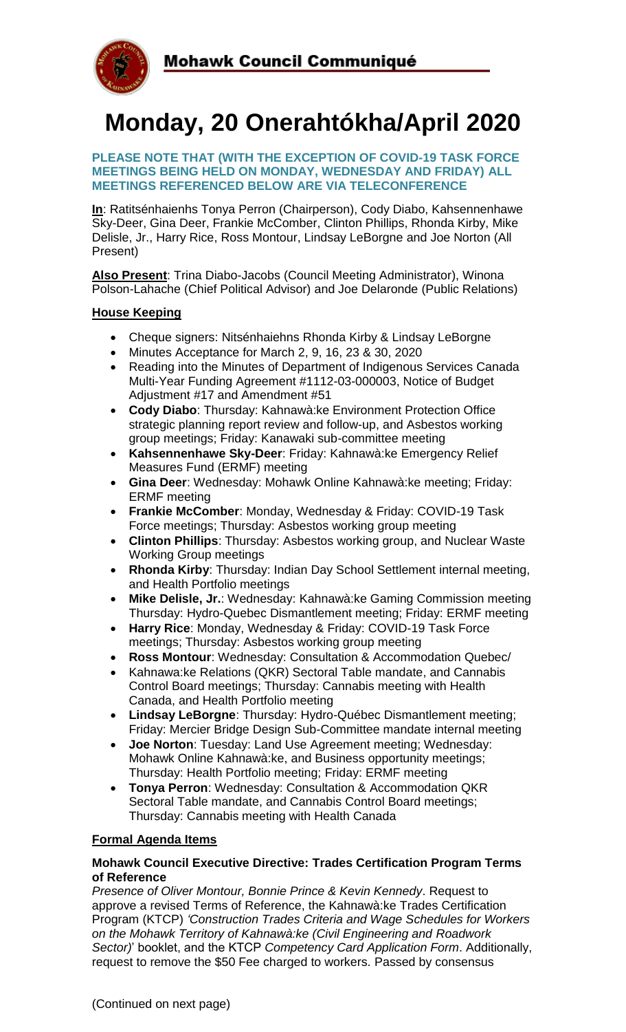Mohawk Council Communiqué

# Monday, 20 Onerahtókha/April 2020

**PLEASE NOTE THAT (WITH THE EXCEPTION OF COVID-19 TASK FORCE MEETINGS BEING HELD ON MONDAY, WEDNESDAY AND FRIDAY) ALL MEETINGS REFERENCED BELOW ARE VIA TELECONFERENCE**

**In**: Ratitsénhaienhs Tonya Perron (Chairperson), Cody Diabo, Kahsennenhawe Sky-Deer, Gina Deer, Frankie McComber, Clinton Phillips, Rhonda Kirby, Mike Delisle, Jr., Harry Rice, Ross Montour, Lindsay LeBorgne and Joe Norton (All Present)

**Also Present**: Trina Diabo-Jacobs (Council Meeting Administrator), Winona Polson-Lahache (Chief Political Advisor) and Joe Delaronde (Public Relations)

## House Keeping

- Cheque signers: Nitsénhaiehns Rhonda Kirby & Lindsay LeBorgne
- Minutes Acceptance for March 2, 9, 16, 23 & 30, 2020
- Reading into the Minutes of Department of Indigenous Services Canada Multi-Year Funding Agreement #1112-03-000003, Notice of Budget Adjustment #17 and Amendment #51
- **Cody Diabo**: Thursday: Kahnawà:ke Environment Protection Office strategic planning report review and follow-up, and Asbestos working group meetings; Friday: Kanawaki sub-committee meeting
- **Kahsennenhawe Sky-Deer**: Friday: Kahnawà:ke Emergency Relief Measures Fund (ERMF) meeting
- **Gina Deer**: Wednesday: Mohawk Online Kahnawà:ke meeting; Friday: ERMF meeting
- **Frankie McComber**: Monday, Wednesday & Friday: COVID-19 Task Force meetings; Thursday: Asbestos working group meeting
- **Clinton Phillips**: Thursday: Asbestos working group, and Nuclear Waste Working Group meetings
- **Rhonda Kirby**: Thursday: Indian Day School Settlement internal meeting, and Health Portfolio meetings
- **Mike Delisle, Jr.**: Wednesday: Kahnawà:ke Gaming Commission meeting Thursday: Hydro-Quebec Dismantlement meeting; Friday: ERMF meeting
- **Harry Rice**: Monday, Wednesday & Friday: COVID-19 Task Force meetings; Thursday: Asbestos working group meeting
- **Ross Montour**: Wednesday: Consultation & Accommodation Quebec/
- Kahnawa:ke Relations (QKR) Sectoral Table mandate, and Cannabis Control Board meetings; Thursday: Cannabis meeting with Health Canada, and Health Portfolio meeting
- **Lindsay LeBorgne**: Thursday: Hydro-Québec Dismantlement meeting; Friday: Mercier Bridge Design Sub-Committee mandate internal meeting
- **Joe Norton**: Tuesday: Land Use Agreement meeting; Wednesday: Mohawk Online Kahnawà:ke, and Business opportunity meetings; Thursday: Health Portfolio meeting; Friday: ERMF meeting
- **Tonya Perron**: Wednesday: Consultation & Accommodation QKR Sectoral Table mandate, and Cannabis Control Board meetings; Thursday: Cannabis meeting with Health Canada

## Formal Agenda Items

### Mohawk Council Executive Directive: Trades Certification Program Terms of Reference

*Presence of Oliver Montour, Bonnie Prince & Kevin Kennedy*. Request to approve a revised Terms of Reference, the Kahnawà:ke Trades Certification Program (KTCP) *'Construction Trades Criteria and Wage Schedules for Workers on the Mohawk Territory of Kahnawà:ke (Civil Engineering and Roadwork Sector)*' booklet, and the KTCP *Competency Card Application Form*. Additionally, request to remove the $50 Fee charged to workers. Passed by consensus

(Continued on next page)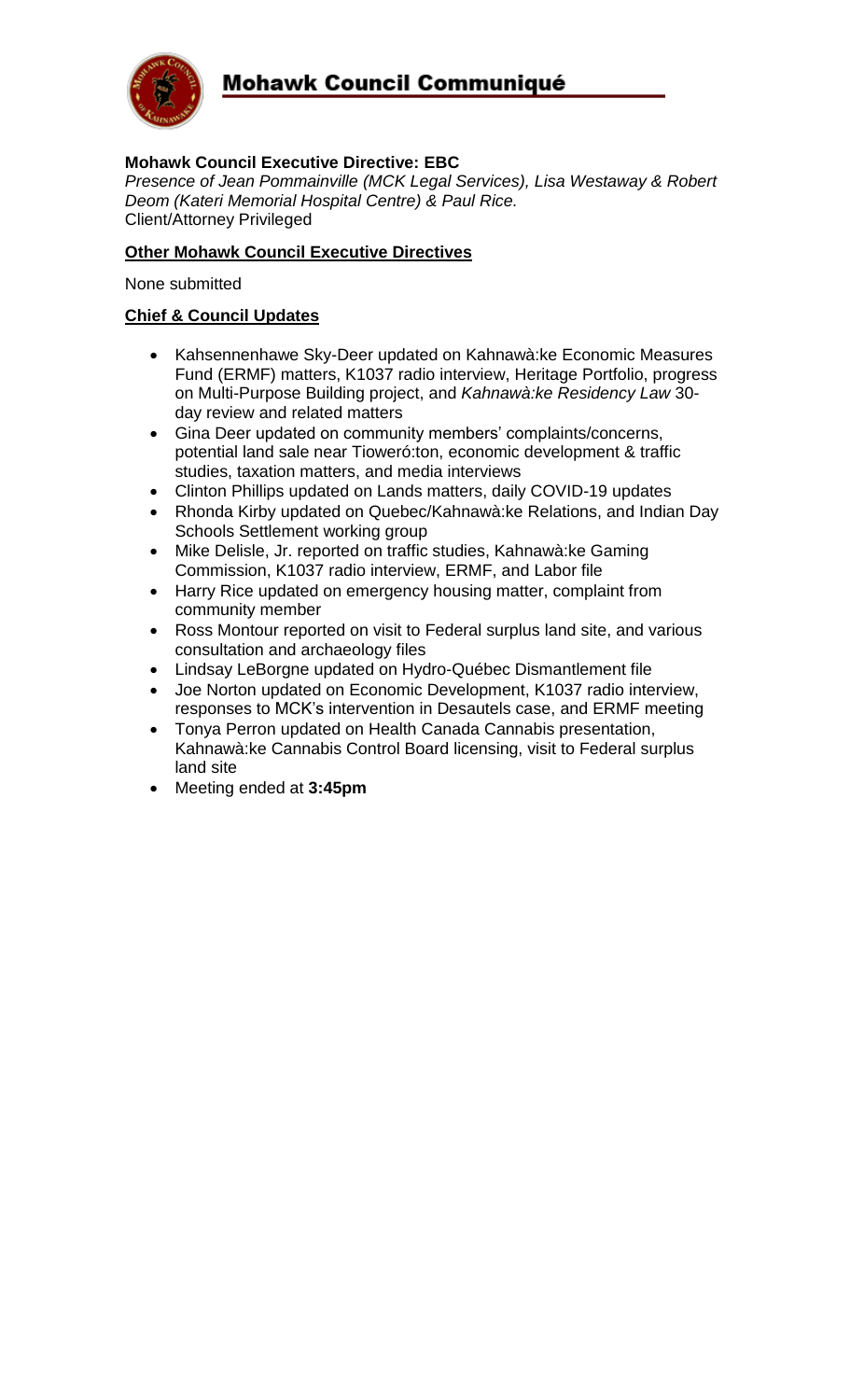# Mohawk Council Communiqué

**Mohawk Council Executive Directive: EBC**
*Presence of Jean Pommainville (MCK Legal Services), Lisa Westaway & Robert Deom (Kateri Memorial Hospital Centre) & Paul Rice.*
Client/Attorney Privileged

**Other Mohawk Council Executive Directives**

None submitted

**Chief & Council Updates**

- Kahsennenhawe Sky-Deer updated on Kahnawà:ke Economic Measures Fund (ERMF) matters, K1037 radio interview, Heritage Portfolio, progress on Multi-Purpose Building project, and *Kahnawà:ke Residency Law* 30-day review and related matters
- Gina Deer updated on community members' complaints/concerns, potential land sale near Tioweró:ton, economic development & traffic studies, taxation matters, and media interviews
- Clinton Phillips updated on Lands matters, daily COVID-19 updates
- Rhonda Kirby updated on Quebec/Kahnawà:ke Relations, and Indian Day Schools Settlement working group
- Mike Delisle, Jr. reported on traffic studies, Kahnawà:ke Gaming Commission, K1037 radio interview, ERMF, and Labor file
- Harry Rice updated on emergency housing matter, complaint from community member
- Ross Montour reported on visit to Federal surplus land site, and various consultation and archaeology files
- Lindsay LeBorgne updated on Hydro-Québec Dismantlement file
- Joe Norton updated on Economic Development, K1037 radio interview, responses to MCK's intervention in Desautels case, and ERMF meeting
- Tonya Perron updated on Health Canada Cannabis presentation, Kahnawà:ke Cannabis Control Board licensing, visit to Federal surplus land site
- Meeting ended at **3:45pm**